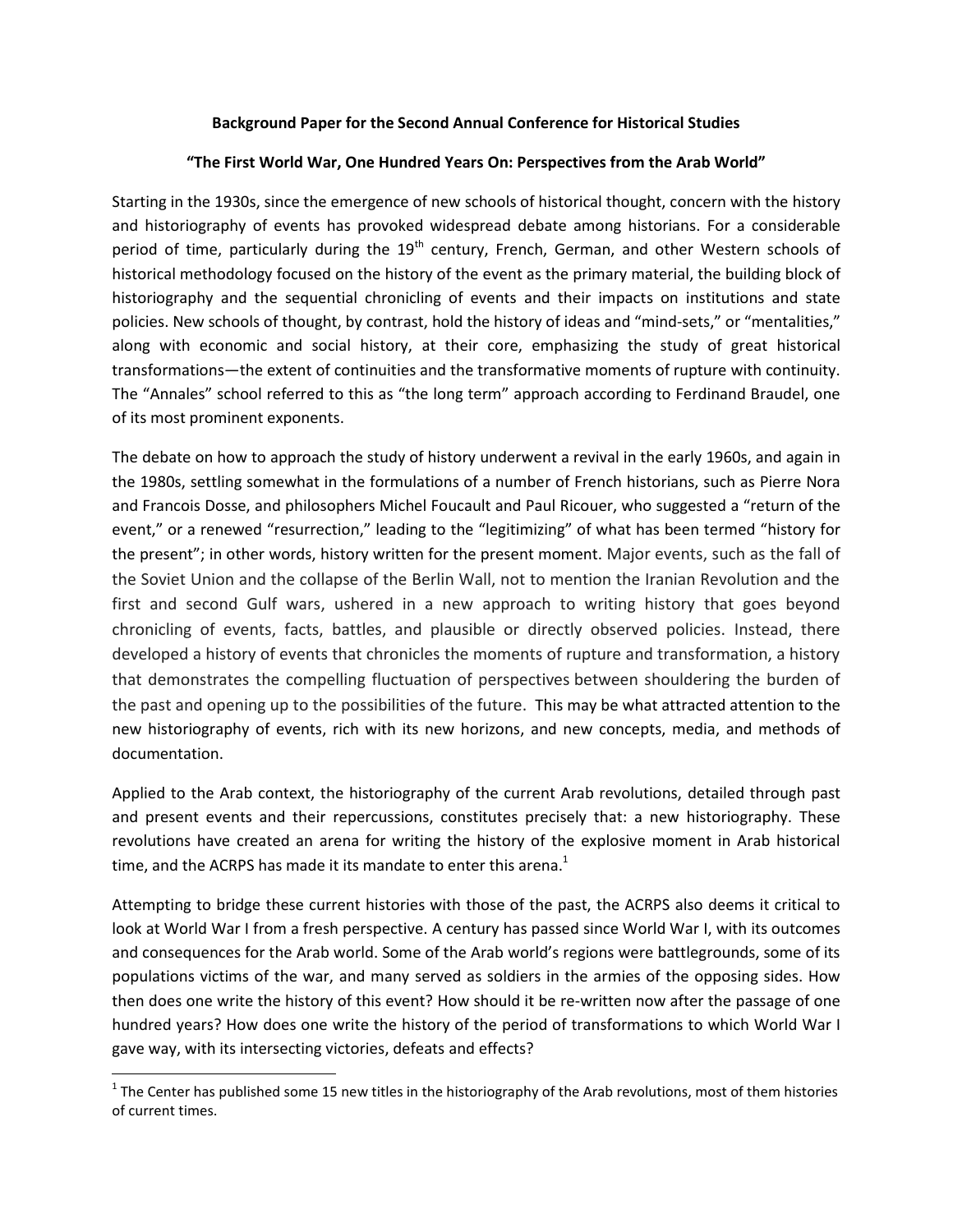**Background Paper for the Second Annual Conference for Historical Studies**

**"The First World War, One Hundred Years On: Perspectives from the Arab World"**

Starting in the 1930s, since the emergence of new schools of historical thought, concern with the history and historiography of events has provoked widespread debate among historians. For a considerable period of time, particularly during the 19th century, French, German, and other Western schools of historical methodology focused on the history of the event as the primary material, the building block of historiography and the sequential chronicling of events and their impacts on institutions and state policies. New schools of thought, by contrast, hold the history of ideas and "mind-sets," or "mentalities," along with economic and social history, at their core, emphasizing the study of great historical transformations—the extent of continuities and the transformative moments of rupture with continuity. The "Annales" school referred to this as "the long term" approach according to Ferdinand Braudel, one of its most prominent exponents.

The debate on how to approach the study of history underwent a revival in the early 1960s, and again in the 1980s, settling somewhat in the formulations of a number of French historians, such as Pierre Nora and Francois Dosse, and philosophers Michel Foucault and Paul Ricouer, who suggested a "return of the event," or a renewed "resurrection," leading to the "legitimizing" of what has been termed "history for the present"; in other words, history written for the present moment. Major events, such as the fall of the Soviet Union and the collapse of the Berlin Wall, not to mention the Iranian Revolution and the first and second Gulf wars, ushered in a new approach to writing history that goes beyond chronicling of events, facts, battles, and plausible or directly observed policies. Instead, there developed a history of events that chronicles the moments of rupture and transformation, a history that demonstrates the compelling fluctuation of perspectives between shouldering the burden of the past and opening up to the possibilities of the future. This may be what attracted attention to the new historiography of events, rich with its new horizons, and new concepts, media, and methods of documentation.

Applied to the Arab context, the historiography of the current Arab revolutions, detailed through past and present events and their repercussions, constitutes precisely that: a new historiography. These revolutions have created an arena for writing the history of the explosive moment in Arab historical time, and the ACRPS has made it its mandate to enter this arena.[1]

Attempting to bridge these current histories with those of the past, the ACRPS also deems it critical to look at World War I from a fresh perspective. A century has passed since World War I, with its outcomes and consequences for the Arab world. Some of the Arab world's regions were battlegrounds, some of its populations victims of the war, and many served as soldiers in the armies of the opposing sides. How then does one write the history of this event? How should it be re-written now after the passage of one hundred years? How does one write the history of the period of transformations to which World War I gave way, with its intersecting victories, defeats and effects?

---

[1] The Center has published some 15 new titles in the historiography of the Arab revolutions, most of them histories of current times.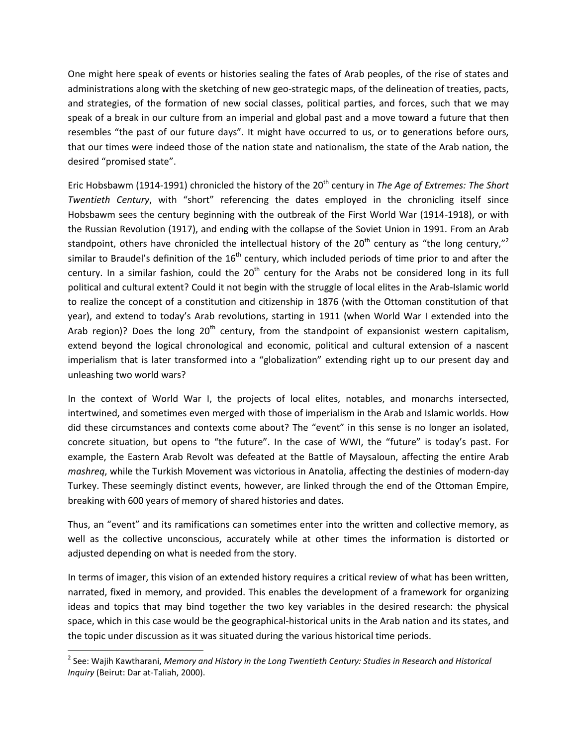One might here speak of events or histories sealing the fates of Arab peoples, of the rise of states and administrations along with the sketching of new geo-strategic maps, of the delineation of treaties, pacts, and strategies, of the formation of new social classes, political parties, and forces, such that we may speak of a break in our culture from an imperial and global past and a move toward a future that then resembles "the past of our future days". It might have occurred to us, or to generations before ours, that our times were indeed those of the nation state and nationalism, the state of the Arab nation, the desired "promised state".

Eric Hobsbawm (1914-1991) chronicled the history of the 20th century in *The Age of Extremes: The Short Twentieth Century*, with "short" referencing the dates employed in the chronicling itself since Hobsbawm sees the century beginning with the outbreak of the First World War (1914-1918), or with the Russian Revolution (1917), and ending with the collapse of the Soviet Union in 1991. From an Arab standpoint, others have chronicled the intellectual history of the 20th century as "the long century,"[2] similar to Braudel's definition of the 16th century, which included periods of time prior to and after the century. In a similar fashion, could the 20th century for the Arabs not be considered long in its full political and cultural extent? Could it not begin with the struggle of local elites in the Arab-Islamic world to realize the concept of a constitution and citizenship in 1876 (with the Ottoman constitution of that year), and extend to today's Arab revolutions, starting in 1911 (when World War I extended into the Arab region)? Does the long 20th century, from the standpoint of expansionist western capitalism, extend beyond the logical chronological and economic, political and cultural extension of a nascent imperialism that is later transformed into a "globalization" extending right up to our present day and unleashing two world wars?

In the context of World War I, the projects of local elites, notables, and monarchs intersected, intertwined, and sometimes even merged with those of imperialism in the Arab and Islamic worlds. How did these circumstances and contexts come about? The "event" in this sense is no longer an isolated, concrete situation, but opens to "the future". In the case of WWI, the "future" is today's past. For example, the Eastern Arab Revolt was defeated at the Battle of Maysaloun, affecting the entire Arab *mashreq*, while the Turkish Movement was victorious in Anatolia, affecting the destinies of modern-day Turkey. These seemingly distinct events, however, are linked through the end of the Ottoman Empire, breaking with 600 years of memory of shared histories and dates.

Thus, an "event" and its ramifications can sometimes enter into the written and collective memory, as well as the collective unconscious, accurately while at other times the information is distorted or adjusted depending on what is needed from the story.

In terms of imager, this vision of an extended history requires a critical review of what has been written, narrated, fixed in memory, and provided. This enables the development of a framework for organizing ideas and topics that may bind together the two key variables in the desired research: the physical space, which in this case would be the geographical-historical units in the Arab nation and its states, and the topic under discussion as it was situated during the various historical time periods.

---

[2] See: Wajih Kawtharani, *Memory and History in the Long Twentieth Century: Studies in Research and Historical Inquiry* (Beirut: Dar at-Taliah, 2000).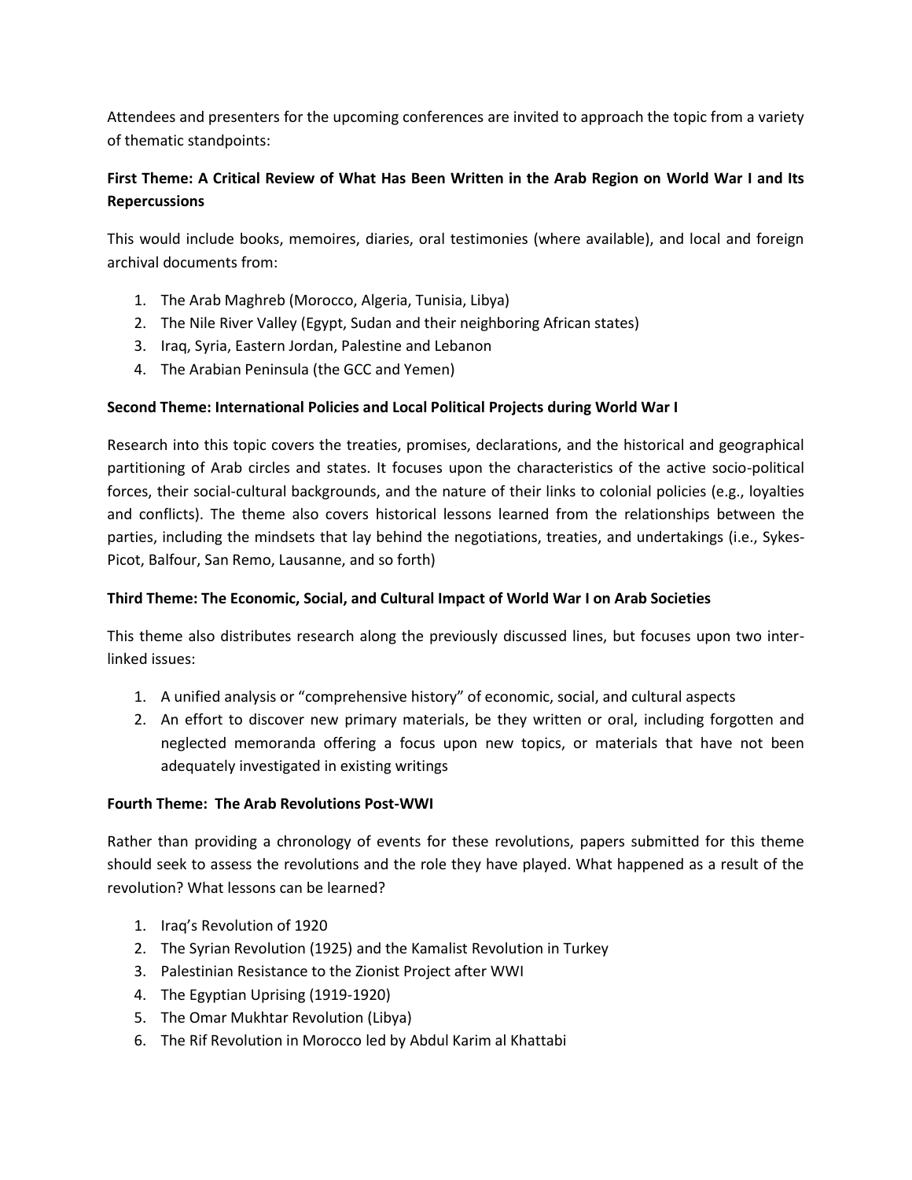Attendees and presenters for the upcoming conferences are invited to approach the topic from a variety of thematic standpoints:

**First Theme: A Critical Review of What Has Been Written in the Arab Region on World War I and Its Repercussions**

This would include books, memoires, diaries, oral testimonies (where available), and local and foreign archival documents from:

1. The Arab Maghreb (Morocco, Algeria, Tunisia, Libya)
2. The Nile River Valley (Egypt, Sudan and their neighboring African states)
3. Iraq, Syria, Eastern Jordan, Palestine and Lebanon
4. The Arabian Peninsula (the GCC and Yemen)

**Second Theme: International Policies and Local Political Projects during World War I**

Research into this topic covers the treaties, promises, declarations, and the historical and geographical partitioning of Arab circles and states. It focuses upon the characteristics of the active socio-political forces, their social-cultural backgrounds, and the nature of their links to colonial policies (e.g., loyalties and conflicts). The theme also covers historical lessons learned from the relationships between the parties, including the mindsets that lay behind the negotiations, treaties, and undertakings (i.e., Sykes-Picot, Balfour, San Remo, Lausanne, and so forth)

**Third Theme: The Economic, Social, and Cultural Impact of World War I on Arab Societies**

This theme also distributes research along the previously discussed lines, but focuses upon two inter-linked issues:

1. A unified analysis or "comprehensive history" of economic, social, and cultural aspects
2. An effort to discover new primary materials, be they written or oral, including forgotten and neglected memoranda offering a focus upon new topics, or materials that have not been adequately investigated in existing writings

**Fourth Theme: The Arab Revolutions Post-WWI**

Rather than providing a chronology of events for these revolutions, papers submitted for this theme should seek to assess the revolutions and the role they have played. What happened as a result of the revolution? What lessons can be learned?

1. Iraq's Revolution of 1920
2. The Syrian Revolution (1925) and the Kamalist Revolution in Turkey
3. Palestinian Resistance to the Zionist Project after WWI
4. The Egyptian Uprising (1919-1920)
5. The Omar Mukhtar Revolution (Libya)
6. The Rif Revolution in Morocco led by Abdul Karim al Khattabi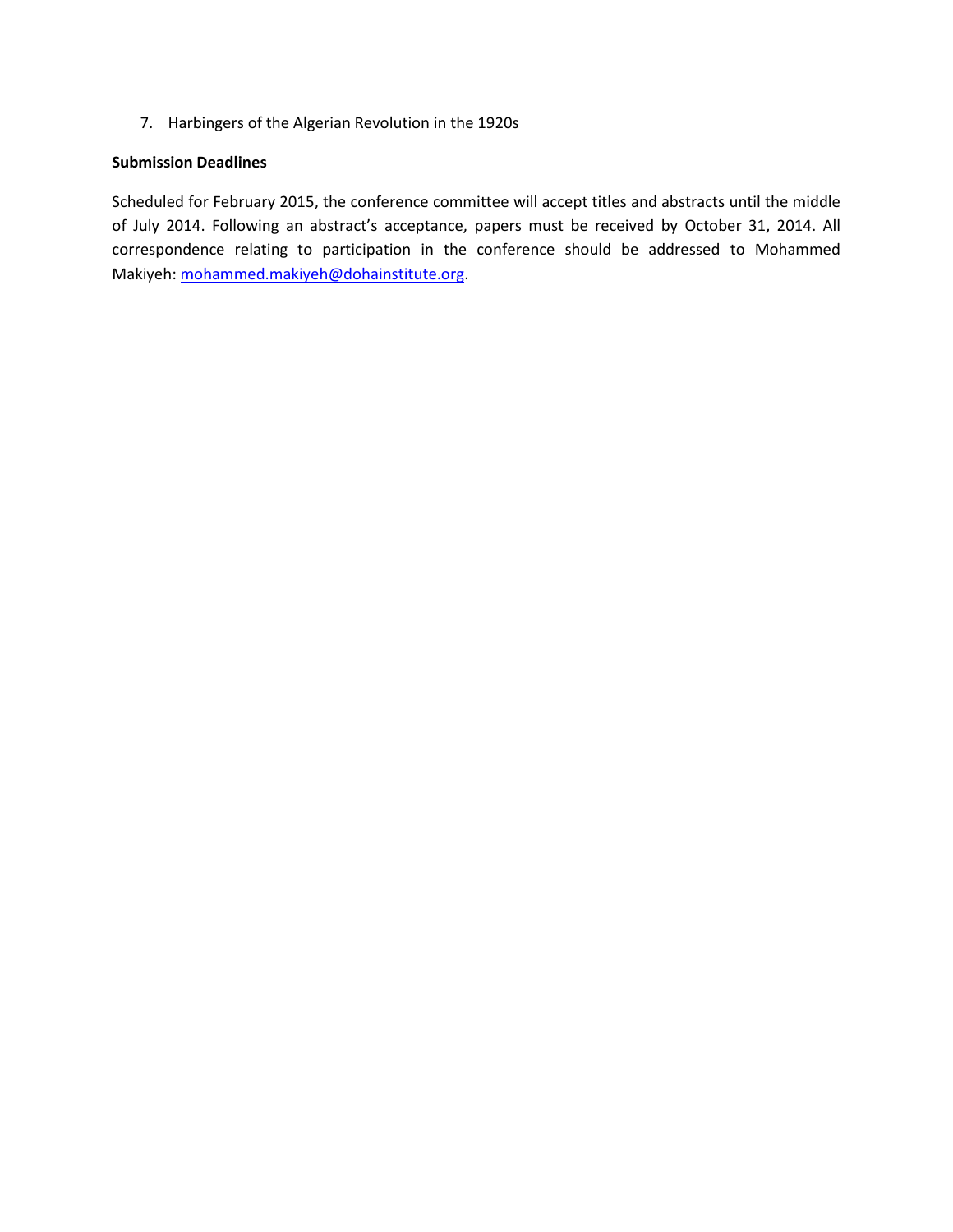7. Harbingers of the Algerian Revolution in the 1920s

**Submission Deadlines**

Scheduled for February 2015, the conference committee will accept titles and abstracts until the middle of July 2014. Following an abstract's acceptance, papers must be received by October 31, 2014. All correspondence relating to participation in the conference should be addressed to Mohammed Makiyeh: mohammed.makiyeh@dohainstitute.org.